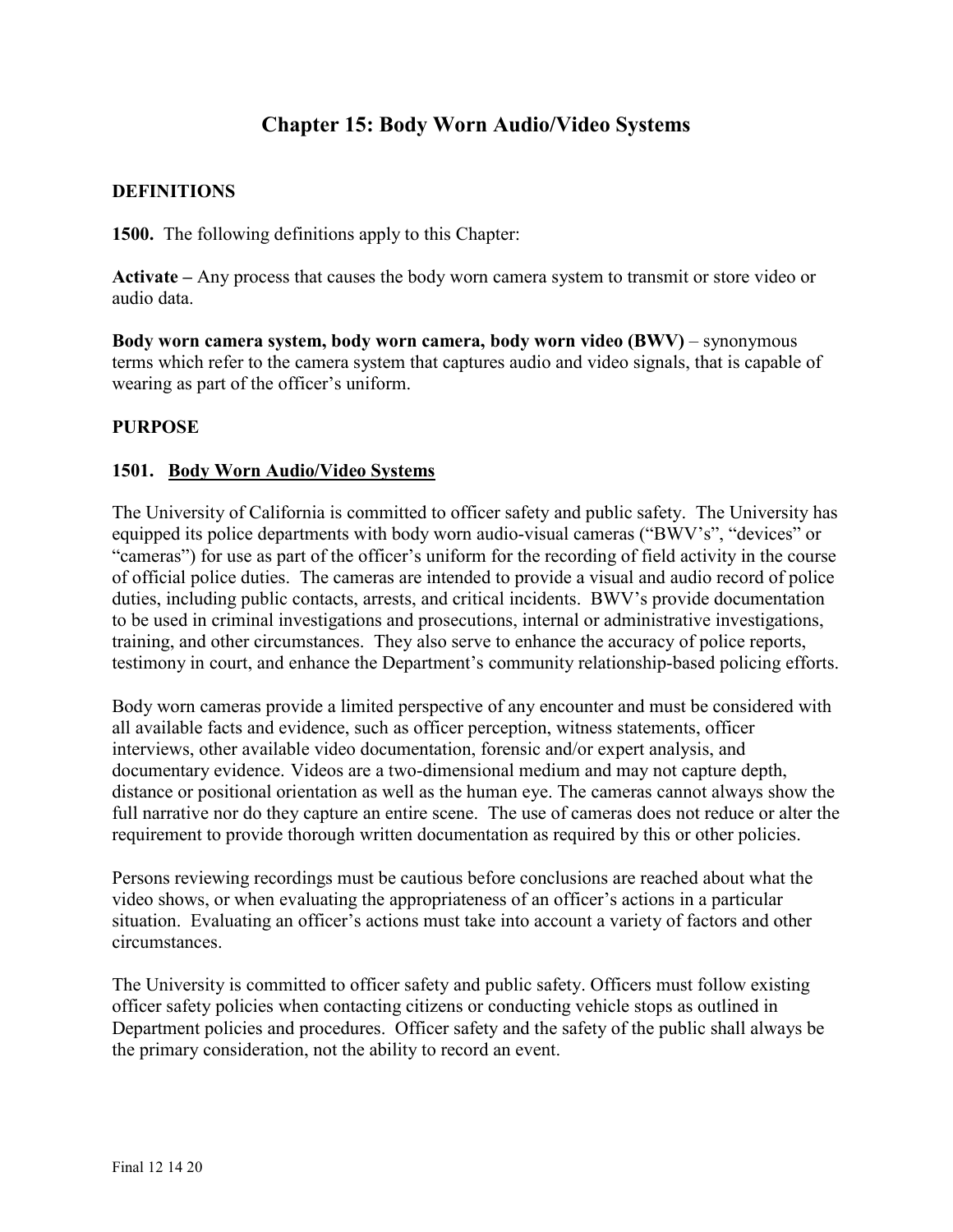# Chapter 15: Body Worn Audio/Video Systems

## DEFINITIONS

**1500.** The following definitions apply to this Chapter:

**Activate –** Any process that causes the body worn camera system to transmit or store video or audio data.

**Body worn camera system, body worn camera, body worn video (BWV)** – synonymous terms which refer to the camera system that captures audio and video signals, that is capable of wearing as part of the officer's uniform.

## PURPOSE

### 1501. Body Worn Audio/Video Systems

The University of California is committed to officer safety and public safety. The University has equipped its police departments with body worn audio-visual cameras ("BWV's", "devices" or "cameras") for use as part of the officer's uniform for the recording of field activity in the course of official police duties. The cameras are intended to provide a visual and audio record of police duties, including public contacts, arrests, and critical incidents. BWV's provide documentation to be used in criminal investigations and prosecutions, internal or administrative investigations, training, and other circumstances. They also serve to enhance the accuracy of police reports, testimony in court, and enhance the Department's community relationship-based policing efforts.

Body worn cameras provide a limited perspective of any encounter and must be considered with all available facts and evidence, such as officer perception, witness statements, officer interviews, other available video documentation, forensic and/or expert analysis, and documentary evidence. Videos are a two-dimensional medium and may not capture depth, distance or positional orientation as well as the human eye. The cameras cannot always show the full narrative nor do they capture an entire scene. The use of cameras does not reduce or alter the requirement to provide thorough written documentation as required by this or other policies.

Persons reviewing recordings must be cautious before conclusions are reached about what the video shows, or when evaluating the appropriateness of an officer's actions in a particular situation. Evaluating an officer's actions must take into account a variety of factors and other circumstances.

The University is committed to officer safety and public safety. Officers must follow existing officer safety policies when contacting citizens or conducting vehicle stops as outlined in Department policies and procedures. Officer safety and the safety of the public shall always be the primary consideration, not the ability to record an event.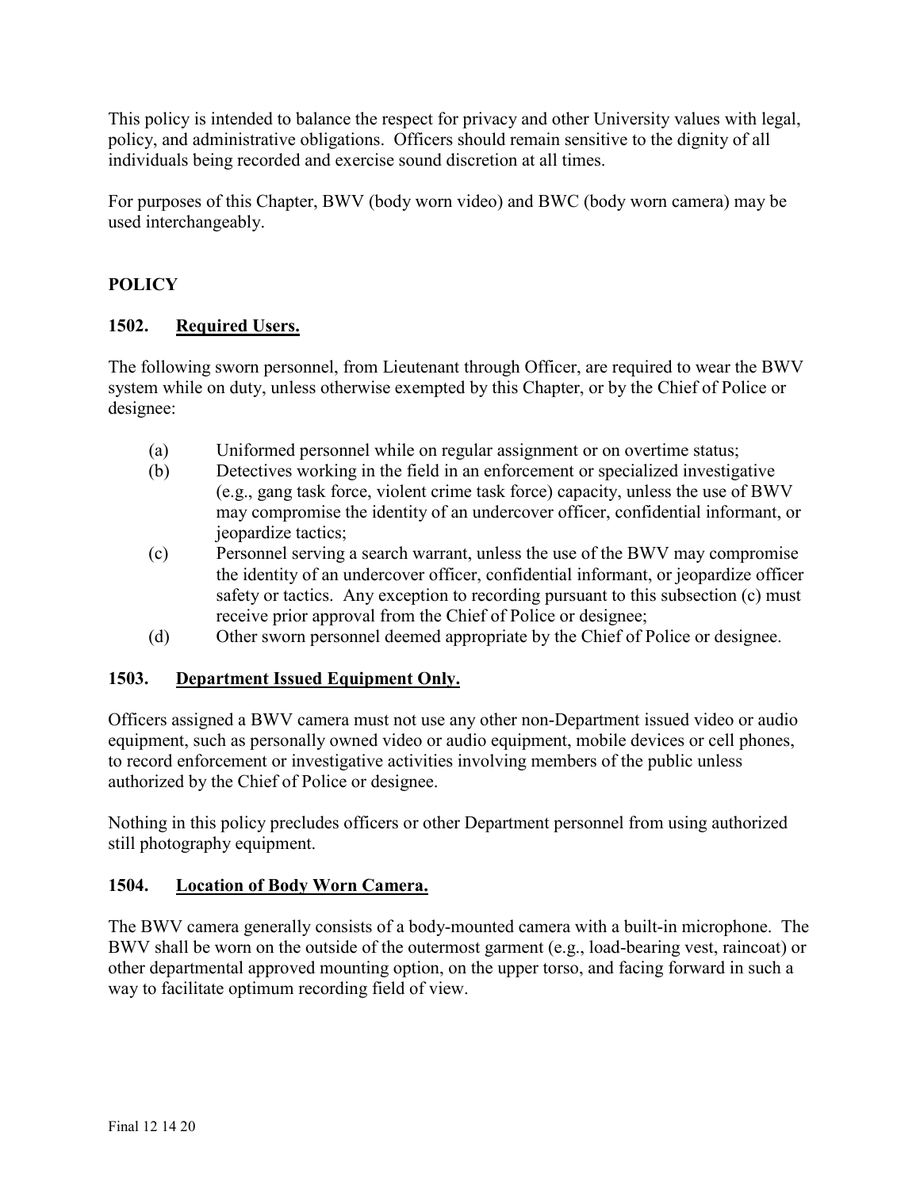This policy is intended to balance the respect for privacy and other University values with legal, policy, and administrative obligations. Officers should remain sensitive to the dignity of all individuals being recorded and exercise sound discretion at all times.

For purposes of this Chapter, BWV (body worn video) and BWC (body worn camera) may be used interchangeably.

## POLICY

### 1502. Required Users.

The following sworn personnel, from Lieutenant through Officer, are required to wear the BWV system while on duty, unless otherwise exempted by this Chapter, or by the Chief of Police or designee:

(a) Uniformed personnel while on regular assignment or on overtime status;

(b) Detectives working in the field in an enforcement or specialized investigative (e.g., gang task force, violent crime task force) capacity, unless the use of BWV may compromise the identity of an undercover officer, confidential informant, or jeopardize tactics;

(c) Personnel serving a search warrant, unless the use of the BWV may compromise the identity of an undercover officer, confidential informant, or jeopardize officer safety or tactics. Any exception to recording pursuant to this subsection (c) must receive prior approval from the Chief of Police or designee;

(d) Other sworn personnel deemed appropriate by the Chief of Police or designee.

### 1503. Department Issued Equipment Only.

Officers assigned a BWV camera must not use any other non-Department issued video or audio equipment, such as personally owned video or audio equipment, mobile devices or cell phones, to record enforcement or investigative activities involving members of the public unless authorized by the Chief of Police or designee.

Nothing in this policy precludes officers or other Department personnel from using authorized still photography equipment.

### 1504. Location of Body Worn Camera.

The BWV camera generally consists of a body-mounted camera with a built-in microphone. The BWV shall be worn on the outside of the outermost garment (e.g., load-bearing vest, raincoat) or other departmental approved mounting option, on the upper torso, and facing forward in such a way to facilitate optimum recording field of view.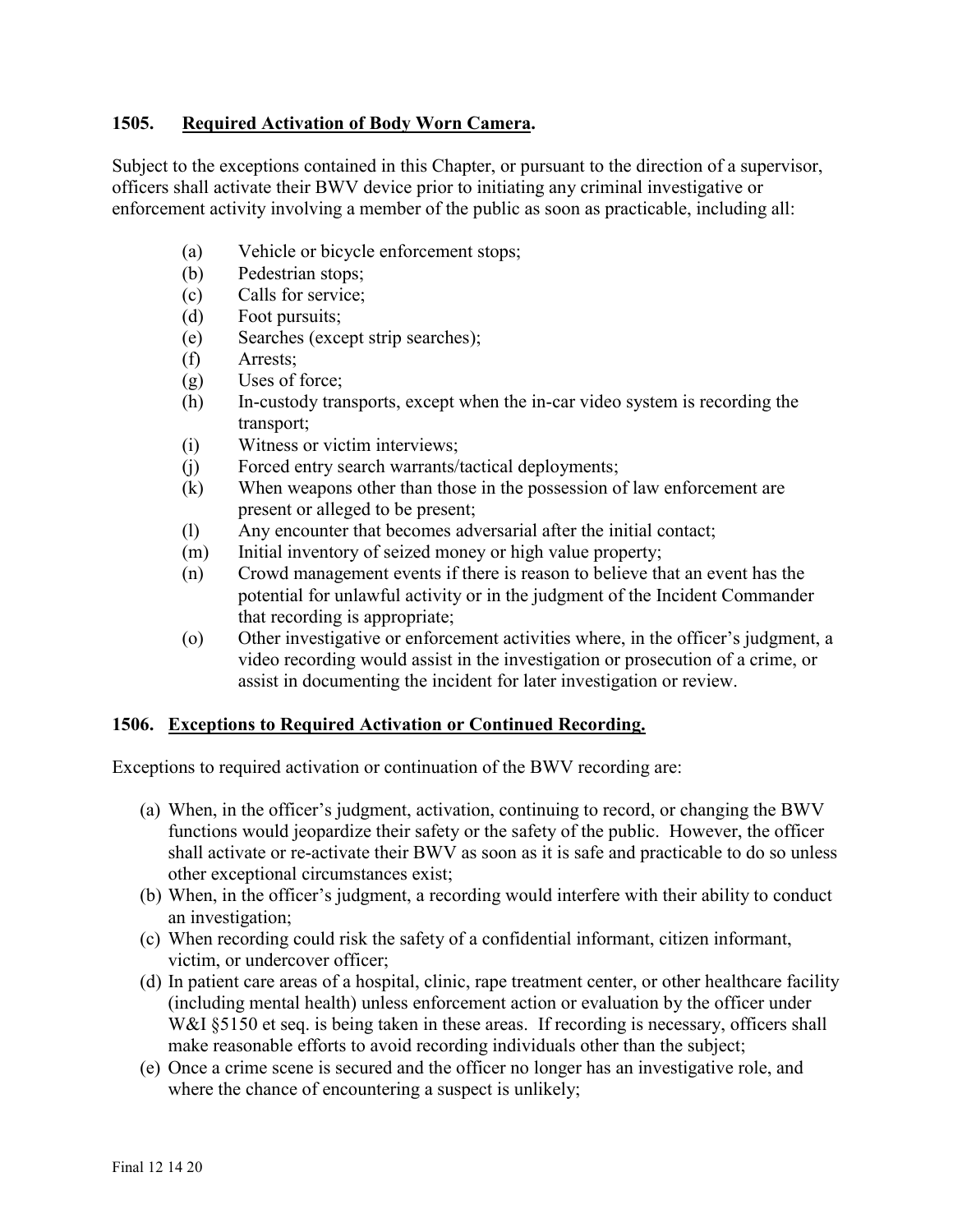## 1505. Required Activation of Body Worn Camera.

Subject to the exceptions contained in this Chapter, or pursuant to the direction of a supervisor, officers shall activate their BWV device prior to initiating any criminal investigative or enforcement activity involving a member of the public as soon as practicable, including all:

(a) Vehicle or bicycle enforcement stops;
(b) Pedestrian stops;
(c) Calls for service;
(d) Foot pursuits;
(e) Searches (except strip searches);
(f) Arrests;
(g) Uses of force;
(h) In-custody transports, except when the in-car video system is recording the transport;
(i) Witness or victim interviews;
(j) Forced entry search warrants/tactical deployments;
(k) When weapons other than those in the possession of law enforcement are present or alleged to be present;
(l) Any encounter that becomes adversarial after the initial contact;
(m) Initial inventory of seized money or high value property;
(n) Crowd management events if there is reason to believe that an event has the potential for unlawful activity or in the judgment of the Incident Commander that recording is appropriate;
(o) Other investigative or enforcement activities where, in the officer's judgment, a video recording would assist in the investigation or prosecution of a crime, or assist in documenting the incident for later investigation or review.

## 1506. Exceptions to Required Activation or Continued Recording.

Exceptions to required activation or continuation of the BWV recording are:

(a) When, in the officer's judgment, activation, continuing to record, or changing the BWV functions would jeopardize their safety or the safety of the public. However, the officer shall activate or re-activate their BWV as soon as it is safe and practicable to do so unless other exceptional circumstances exist;
(b) When, in the officer's judgment, a recording would interfere with their ability to conduct an investigation;
(c) When recording could risk the safety of a confidential informant, citizen informant, victim, or undercover officer;
(d) In patient care areas of a hospital, clinic, rape treatment center, or other healthcare facility (including mental health) unless enforcement action or evaluation by the officer under W&I §5150 et seq. is being taken in these areas. If recording is necessary, officers shall make reasonable efforts to avoid recording individuals other than the subject;
(e) Once a crime scene is secured and the officer no longer has an investigative role, and where the chance of encountering a suspect is unlikely;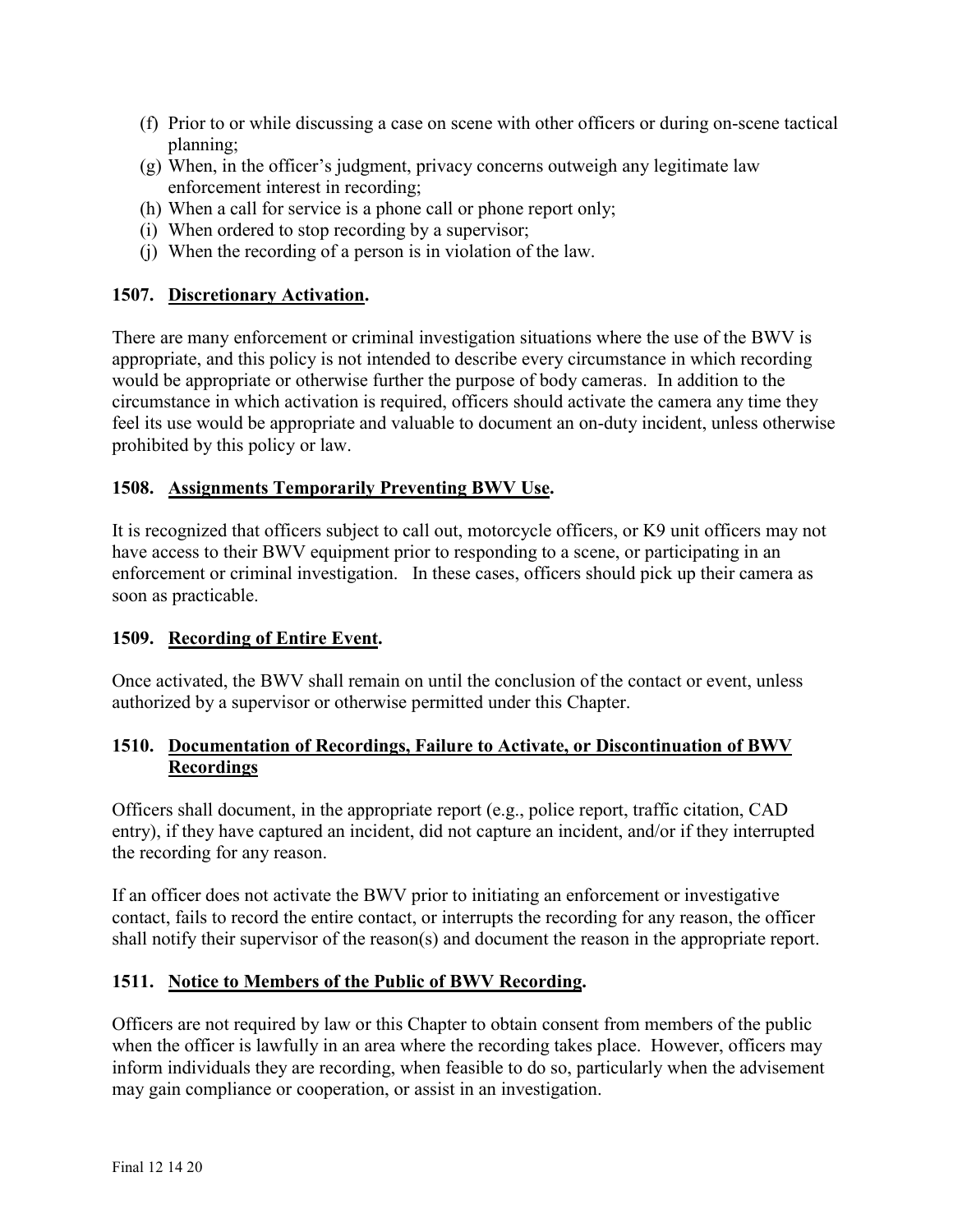(f) Prior to or while discussing a case on scene with other officers or during on-scene tactical planning;
(g) When, in the officer's judgment, privacy concerns outweigh any legitimate law enforcement interest in recording;
(h) When a call for service is a phone call or phone report only;
(i) When ordered to stop recording by a supervisor;
(j) When the recording of a person is in violation of the law.

### 1507. Discretionary Activation.

There are many enforcement or criminal investigation situations where the use of the BWV is appropriate, and this policy is not intended to describe every circumstance in which recording would be appropriate or otherwise further the purpose of body cameras. In addition to the circumstance in which activation is required, officers should activate the camera any time they feel its use would be appropriate and valuable to document an on-duty incident, unless otherwise prohibited by this policy or law.

### 1508. Assignments Temporarily Preventing BWV Use.

It is recognized that officers subject to call out, motorcycle officers, or K9 unit officers may not have access to their BWV equipment prior to responding to a scene, or participating in an enforcement or criminal investigation. In these cases, officers should pick up their camera as soon as practicable.

### 1509. Recording of Entire Event.

Once activated, the BWV shall remain on until the conclusion of the contact or event, unless authorized by a supervisor or otherwise permitted under this Chapter.

### 1510. Documentation of Recordings, Failure to Activate, or Discontinuation of BWV Recordings

Officers shall document, in the appropriate report (e.g., police report, traffic citation, CAD entry), if they have captured an incident, did not capture an incident, and/or if they interrupted the recording for any reason.

If an officer does not activate the BWV prior to initiating an enforcement or investigative contact, fails to record the entire contact, or interrupts the recording for any reason, the officer shall notify their supervisor of the reason(s) and document the reason in the appropriate report.

### 1511. Notice to Members of the Public of BWV Recording.

Officers are not required by law or this Chapter to obtain consent from members of the public when the officer is lawfully in an area where the recording takes place. However, officers may inform individuals they are recording, when feasible to do so, particularly when the advisement may gain compliance or cooperation, or assist in an investigation.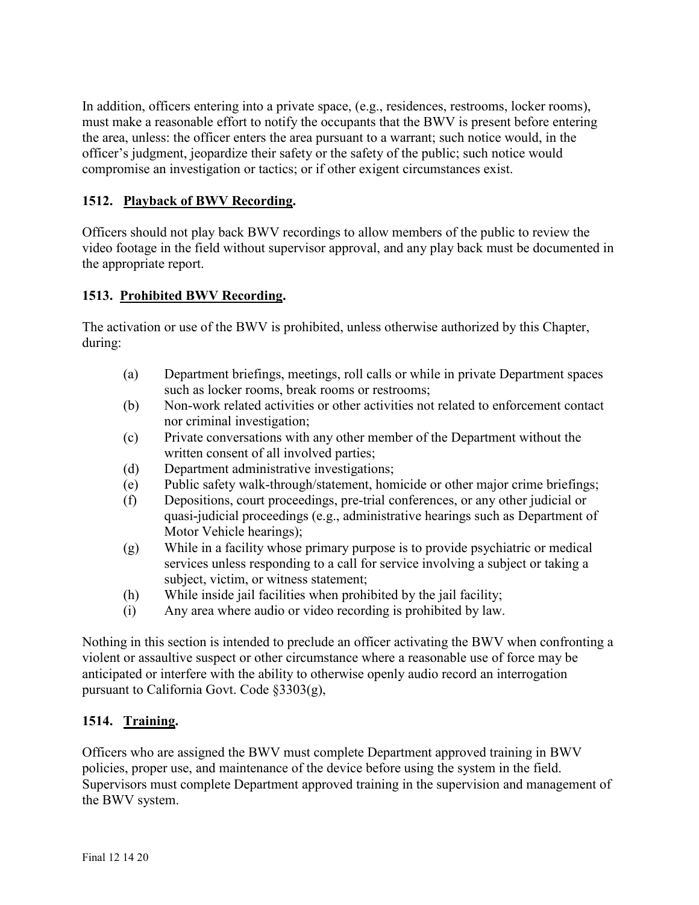In addition, officers entering into a private space, (e.g., residences, restrooms, locker rooms), must make a reasonable effort to notify the occupants that the BWV is present before entering the area, unless: the officer enters the area pursuant to a warrant; such notice would, in the officer's judgment, jeopardize their safety or the safety of the public; such notice would compromise an investigation or tactics; or if other exigent circumstances exist.

### 1512. Playback of BWV Recording.

Officers should not play back BWV recordings to allow members of the public to review the video footage in the field without supervisor approval, and any play back must be documented in the appropriate report.

### 1513. Prohibited BWV Recording.

The activation or use of the BWV is prohibited, unless otherwise authorized by this Chapter, during:

(a) Department briefings, meetings, roll calls or while in private Department spaces such as locker rooms, break rooms or restrooms;
(b) Non-work related activities or other activities not related to enforcement contact nor criminal investigation;
(c) Private conversations with any other member of the Department without the written consent of all involved parties;
(d) Department administrative investigations;
(e) Public safety walk-through/statement, homicide or other major crime briefings;
(f) Depositions, court proceedings, pre-trial conferences, or any other judicial or quasi-judicial proceedings (e.g., administrative hearings such as Department of Motor Vehicle hearings);
(g) While in a facility whose primary purpose is to provide psychiatric or medical services unless responding to a call for service involving a subject or taking a subject, victim, or witness statement;
(h) While inside jail facilities when prohibited by the jail facility;
(i) Any area where audio or video recording is prohibited by law.

Nothing in this section is intended to preclude an officer activating the BWV when confronting a violent or assaultive suspect or other circumstance where a reasonable use of force may be anticipated or interfere with the ability to otherwise openly audio record an interrogation pursuant to California Govt. Code §3303(g),

### 1514. Training.

Officers who are assigned the BWV must complete Department approved training in BWV policies, proper use, and maintenance of the device before using the system in the field. Supervisors must complete Department approved training in the supervision and management of the BWV system.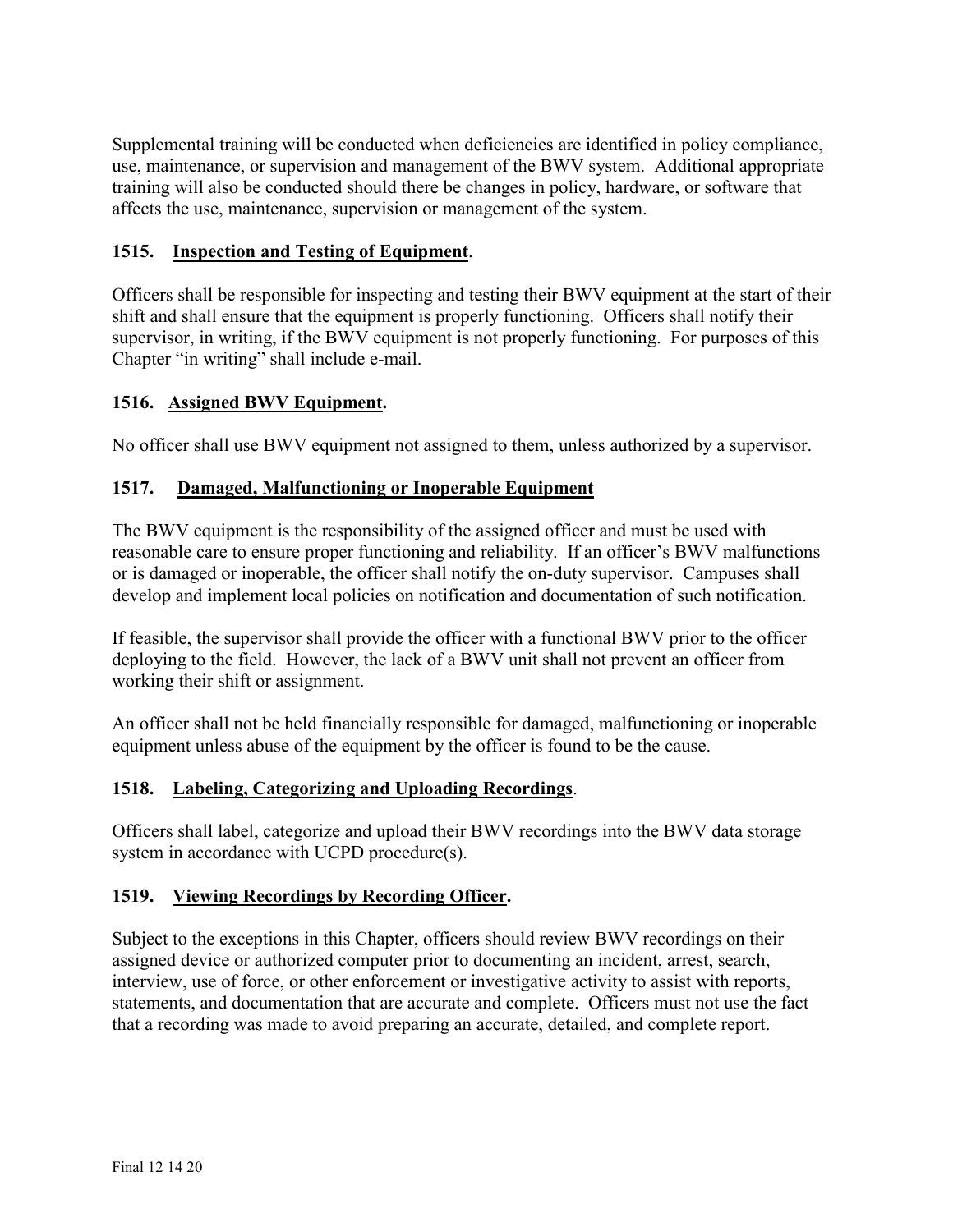Supplemental training will be conducted when deficiencies are identified in policy compliance, use, maintenance, or supervision and management of the BWV system. Additional appropriate training will also be conducted should there be changes in policy, hardware, or software that affects the use, maintenance, supervision or management of the system.

### 1515. Inspection and Testing of Equipment.

Officers shall be responsible for inspecting and testing their BWV equipment at the start of their shift and shall ensure that the equipment is properly functioning. Officers shall notify their supervisor, in writing, if the BWV equipment is not properly functioning. For purposes of this Chapter "in writing" shall include e-mail.

### 1516. Assigned BWV Equipment.

No officer shall use BWV equipment not assigned to them, unless authorized by a supervisor.

### 1517. Damaged, Malfunctioning or Inoperable Equipment

The BWV equipment is the responsibility of the assigned officer and must be used with reasonable care to ensure proper functioning and reliability. If an officer's BWV malfunctions or is damaged or inoperable, the officer shall notify the on-duty supervisor. Campuses shall develop and implement local policies on notification and documentation of such notification.

If feasible, the supervisor shall provide the officer with a functional BWV prior to the officer deploying to the field. However, the lack of a BWV unit shall not prevent an officer from working their shift or assignment.

An officer shall not be held financially responsible for damaged, malfunctioning or inoperable equipment unless abuse of the equipment by the officer is found to be the cause.

### 1518. Labeling, Categorizing and Uploading Recordings.

Officers shall label, categorize and upload their BWV recordings into the BWV data storage system in accordance with UCPD procedure(s).

### 1519. Viewing Recordings by Recording Officer.

Subject to the exceptions in this Chapter, officers should review BWV recordings on their assigned device or authorized computer prior to documenting an incident, arrest, search, interview, use of force, or other enforcement or investigative activity to assist with reports, statements, and documentation that are accurate and complete. Officers must not use the fact that a recording was made to avoid preparing an accurate, detailed, and complete report.

Final 12 14 20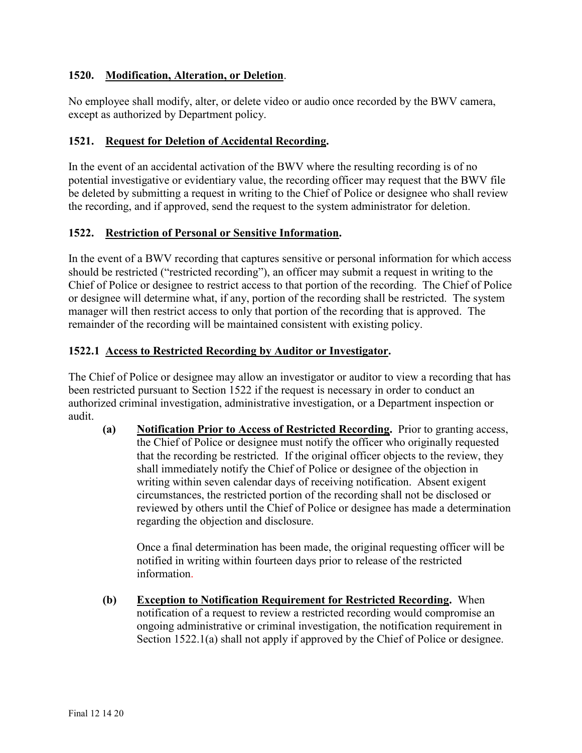### 1520. Modification, Alteration, or Deletion.

No employee shall modify, alter, or delete video or audio once recorded by the BWV camera, except as authorized by Department policy.

### 1521. Request for Deletion of Accidental Recording.

In the event of an accidental activation of the BWV where the resulting recording is of no potential investigative or evidentiary value, the recording officer may request that the BWV file be deleted by submitting a request in writing to the Chief of Police or designee who shall review the recording, and if approved, send the request to the system administrator for deletion.

### 1522. Restriction of Personal or Sensitive Information.

In the event of a BWV recording that captures sensitive or personal information for which access should be restricted ("restricted recording"), an officer may submit a request in writing to the Chief of Police or designee to restrict access to that portion of the recording. The Chief of Police or designee will determine what, if any, portion of the recording shall be restricted. The system manager will then restrict access to only that portion of the recording that is approved. The remainder of the recording will be maintained consistent with existing policy.

### 1522.1 Access to Restricted Recording by Auditor or Investigator.

The Chief of Police or designee may allow an investigator or auditor to view a recording that has been restricted pursuant to Section 1522 if the request is necessary in order to conduct an authorized criminal investigation, administrative investigation, or a Department inspection or audit.

**(a) Notification Prior to Access of Restricted Recording.** Prior to granting access, the Chief of Police or designee must notify the officer who originally requested that the recording be restricted. If the original officer objects to the review, they shall immediately notify the Chief of Police or designee of the objection in writing within seven calendar days of receiving notification. Absent exigent circumstances, the restricted portion of the recording shall not be disclosed or reviewed by others until the Chief of Police or designee has made a determination regarding the objection and disclosure.

Once a final determination has been made, the original requesting officer will be notified in writing within fourteen days prior to release of the restricted information.

**(b) Exception to Notification Requirement for Restricted Recording.** When notification of a request to review a restricted recording would compromise an ongoing administrative or criminal investigation, the notification requirement in Section 1522.1(a) shall not apply if approved by the Chief of Police or designee.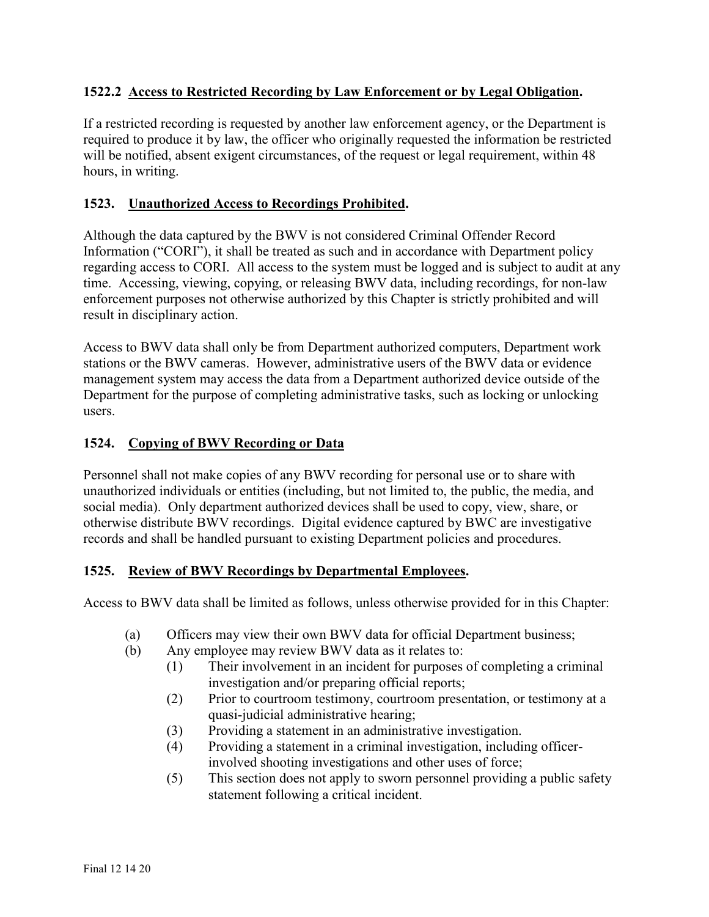### 1522.2 Access to Restricted Recording by Law Enforcement or by Legal Obligation.

If a restricted recording is requested by another law enforcement agency, or the Department is required to produce it by law, the officer who originally requested the information be restricted will be notified, absent exigent circumstances, of the request or legal requirement, within 48 hours, in writing.

### 1523. Unauthorized Access to Recordings Prohibited.

Although the data captured by the BWV is not considered Criminal Offender Record Information ("CORI"), it shall be treated as such and in accordance with Department policy regarding access to CORI. All access to the system must be logged and is subject to audit at any time. Accessing, viewing, copying, or releasing BWV data, including recordings, for non-law enforcement purposes not otherwise authorized by this Chapter is strictly prohibited and will result in disciplinary action.

Access to BWV data shall only be from Department authorized computers, Department work stations or the BWV cameras. However, administrative users of the BWV data or evidence management system may access the data from a Department authorized device outside of the Department for the purpose of completing administrative tasks, such as locking or unlocking users.

### 1524. Copying of BWV Recording or Data

Personnel shall not make copies of any BWV recording for personal use or to share with unauthorized individuals or entities (including, but not limited to, the public, the media, and social media). Only department authorized devices shall be used to copy, view, share, or otherwise distribute BWV recordings. Digital evidence captured by BWC are investigative records and shall be handled pursuant to existing Department policies and procedures.

### 1525. Review of BWV Recordings by Departmental Employees.

Access to BWV data shall be limited as follows, unless otherwise provided for in this Chapter:

- (a) Officers may view their own BWV data for official Department business;
- (b) Any employee may review BWV data as it relates to:
  - (1) Their involvement in an incident for purposes of completing a criminal investigation and/or preparing official reports;
  - (2) Prior to courtroom testimony, courtroom presentation, or testimony at a quasi-judicial administrative hearing;
  - (3) Providing a statement in an administrative investigation.
  - (4) Providing a statement in a criminal investigation, including officer-involved shooting investigations and other uses of force;
  - (5) This section does not apply to sworn personnel providing a public safety statement following a critical incident.

Final 12 14 20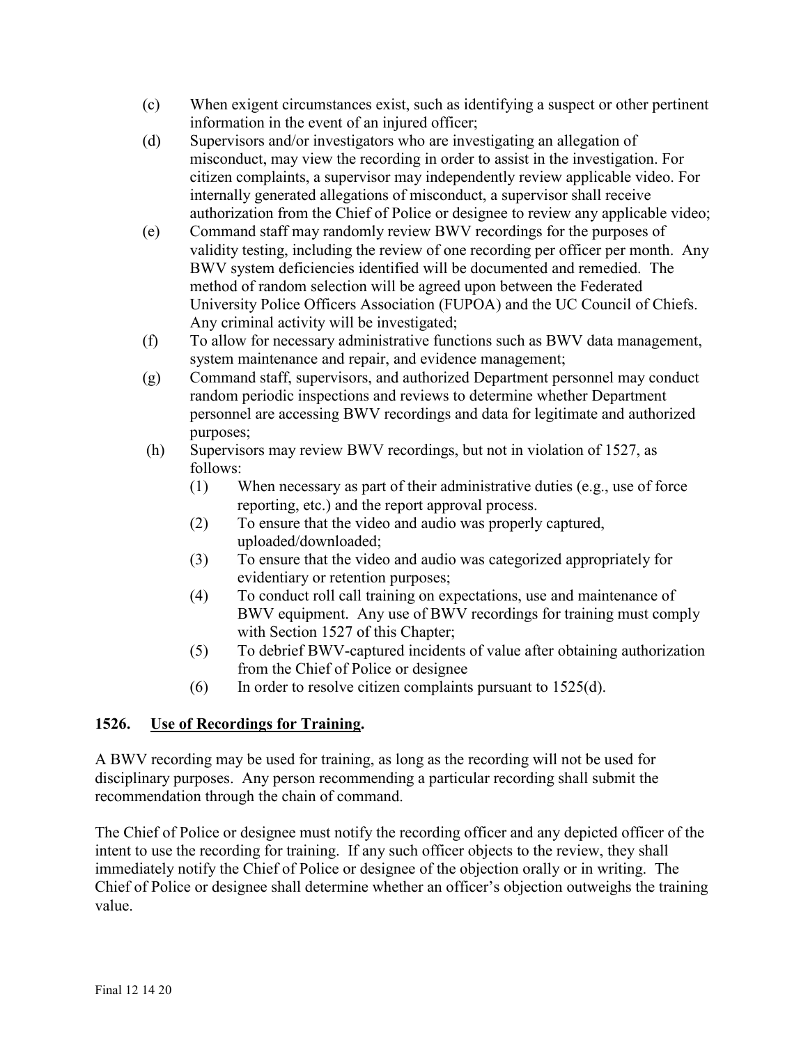(c) When exigent circumstances exist, such as identifying a suspect or other pertinent information in the event of an injured officer;

(d) Supervisors and/or investigators who are investigating an allegation of misconduct, may view the recording in order to assist in the investigation. For citizen complaints, a supervisor may independently review applicable video. For internally generated allegations of misconduct, a supervisor shall receive authorization from the Chief of Police or designee to review any applicable video;

(e) Command staff may randomly review BWV recordings for the purposes of validity testing, including the review of one recording per officer per month. Any BWV system deficiencies identified will be documented and remedied. The method of random selection will be agreed upon between the Federated University Police Officers Association (FUPOA) and the UC Council of Chiefs. Any criminal activity will be investigated;

(f) To allow for necessary administrative functions such as BWV data management, system maintenance and repair, and evidence management;

(g) Command staff, supervisors, and authorized Department personnel may conduct random periodic inspections and reviews to determine whether Department personnel are accessing BWV recordings and data for legitimate and authorized purposes;

(h) Supervisors may review BWV recordings, but not in violation of 1527, as follows:

   (1) When necessary as part of their administrative duties (e.g., use of force reporting, etc.) and the report approval process.

   (2) To ensure that the video and audio was properly captured, uploaded/downloaded;

   (3) To ensure that the video and audio was categorized appropriately for evidentiary or retention purposes;

   (4) To conduct roll call training on expectations, use and maintenance of BWV equipment. Any use of BWV recordings for training must comply with Section 1527 of this Chapter;

   (5) To debrief BWV-captured incidents of value after obtaining authorization from the Chief of Police or designee

   (6) In order to resolve citizen complaints pursuant to 1525(d).

**1526. <u>Use of Recordings for Training</u>.**

A BWV recording may be used for training, as long as the recording will not be used for disciplinary purposes. Any person recommending a particular recording shall submit the recommendation through the chain of command.

The Chief of Police or designee must notify the recording officer and any depicted officer of the intent to use the recording for training. If any such officer objects to the review, they shall immediately notify the Chief of Police or designee of the objection orally or in writing. The Chief of Police or designee shall determine whether an officer's objection outweighs the training value.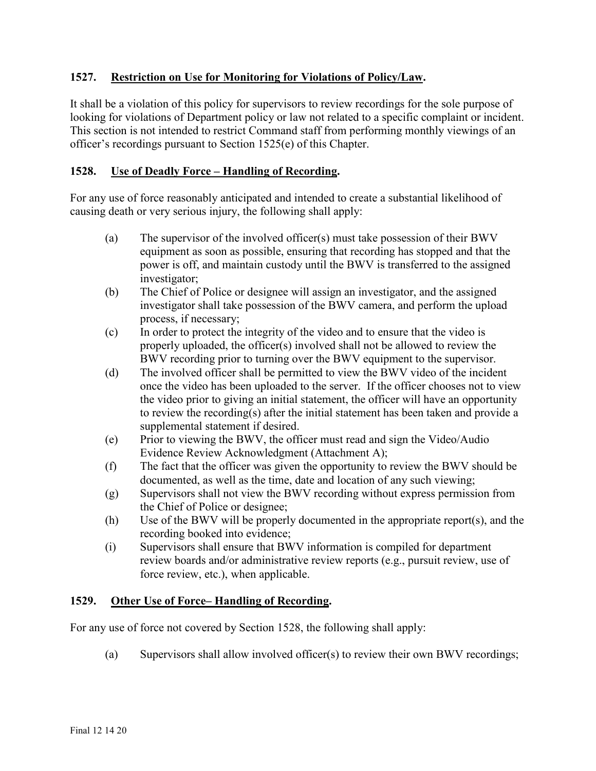## 1527. Restriction on Use for Monitoring for Violations of Policy/Law.

It shall be a violation of this policy for supervisors to review recordings for the sole purpose of looking for violations of Department policy or law not related to a specific complaint or incident. This section is not intended to restrict Command staff from performing monthly viewings of an officer's recordings pursuant to Section 1525(e) of this Chapter.

## 1528. Use of Deadly Force – Handling of Recording.

For any use of force reasonably anticipated and intended to create a substantial likelihood of causing death or very serious injury, the following shall apply:

(a) The supervisor of the involved officer(s) must take possession of their BWV equipment as soon as possible, ensuring that recording has stopped and that the power is off, and maintain custody until the BWV is transferred to the assigned investigator;

(b) The Chief of Police or designee will assign an investigator, and the assigned investigator shall take possession of the BWV camera, and perform the upload process, if necessary;

(c) In order to protect the integrity of the video and to ensure that the video is properly uploaded, the officer(s) involved shall not be allowed to review the BWV recording prior to turning over the BWV equipment to the supervisor.

(d) The involved officer shall be permitted to view the BWV video of the incident once the video has been uploaded to the server. If the officer chooses not to view the video prior to giving an initial statement, the officer will have an opportunity to review the recording(s) after the initial statement has been taken and provide a supplemental statement if desired.

(e) Prior to viewing the BWV, the officer must read and sign the Video/Audio Evidence Review Acknowledgment (Attachment A);

(f) The fact that the officer was given the opportunity to review the BWV should be documented, as well as the time, date and location of any such viewing;

(g) Supervisors shall not view the BWV recording without express permission from the Chief of Police or designee;

(h) Use of the BWV will be properly documented in the appropriate report(s), and the recording booked into evidence;

(i) Supervisors shall ensure that BWV information is compiled for department review boards and/or administrative review reports (e.g., pursuit review, use of force review, etc.), when applicable.

## 1529. Other Use of Force– Handling of Recording.

For any use of force not covered by Section 1528, the following shall apply:

(a) Supervisors shall allow involved officer(s) to review their own BWV recordings;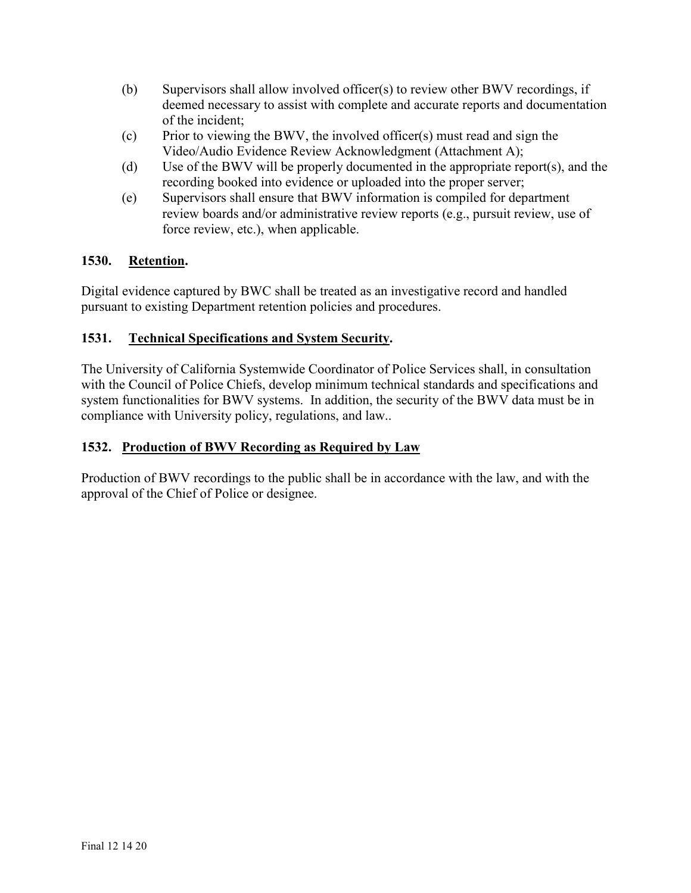(b) Supervisors shall allow involved officer(s) to review other BWV recordings, if deemed necessary to assist with complete and accurate reports and documentation of the incident;

(c) Prior to viewing the BWV, the involved officer(s) must read and sign the Video/Audio Evidence Review Acknowledgment (Attachment A);

(d) Use of the BWV will be properly documented in the appropriate report(s), and the recording booked into evidence or uploaded into the proper server;

(e) Supervisors shall ensure that BWV information is compiled for department review boards and/or administrative review reports (e.g., pursuit review, use of force review, etc.), when applicable.

**1530. <u>Retention</u>.**

Digital evidence captured by BWC shall be treated as an investigative record and handled pursuant to existing Department retention policies and procedures.

**1531. <u>Technical Specifications and System Security</u>.**

The University of California Systemwide Coordinator of Police Services shall, in consultation with the Council of Police Chiefs, develop minimum technical standards and specifications and system functionalities for BWV systems. In addition, the security of the BWV data must be in compliance with University policy, regulations, and law..

**1532. <u>Production of BWV Recording as Required by Law</u>**

Production of BWV recordings to the public shall be in accordance with the law, and with the approval of the Chief of Police or designee.

Final 12 14 20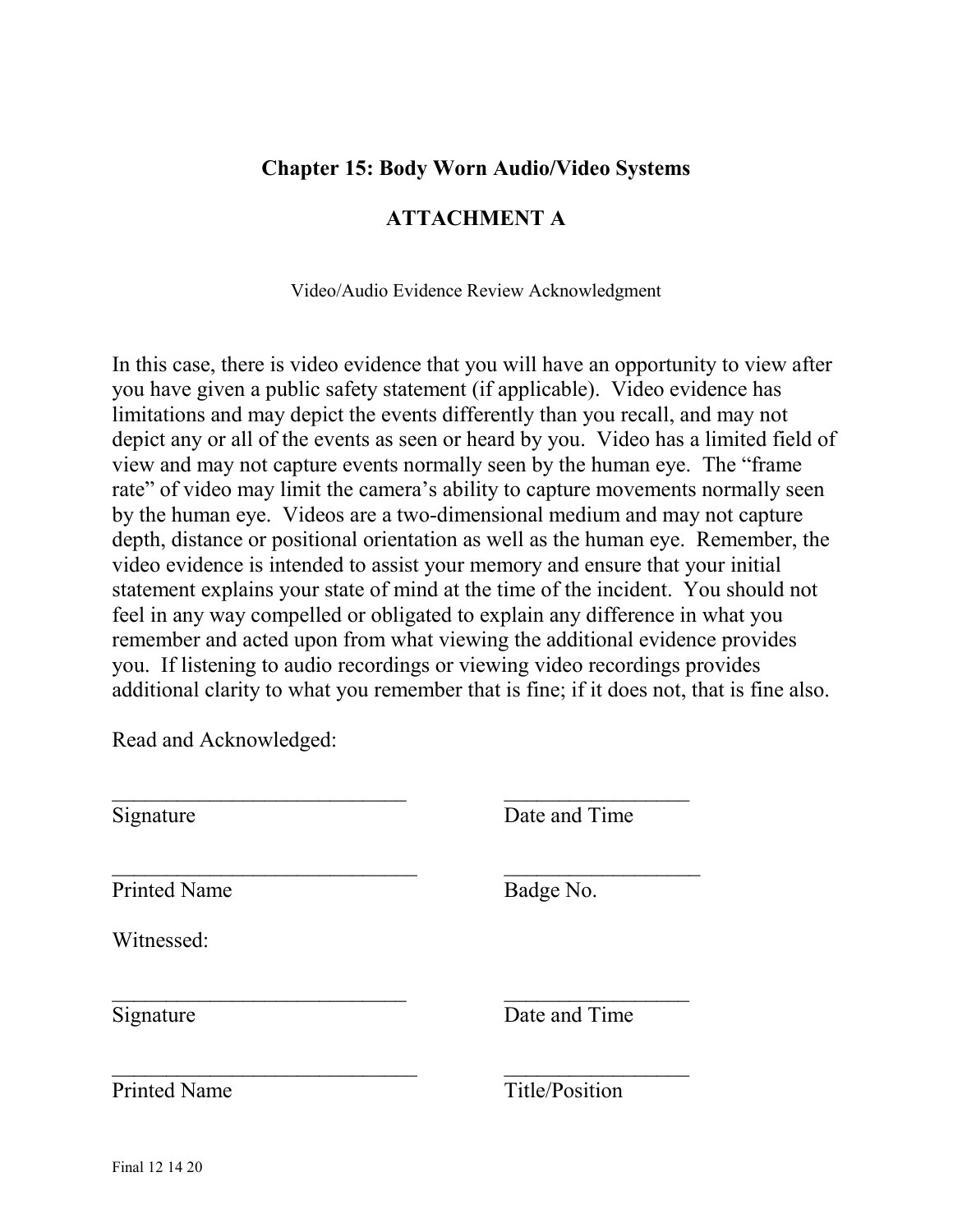# Chapter 15: Body Worn Audio/Video Systems

## ATTACHMENT A

Video/Audio Evidence Review Acknowledgment

In this case, there is video evidence that you will have an opportunity to view after you have given a public safety statement (if applicable). Video evidence has limitations and may depict the events differently than you recall, and may not depict any or all of the events as seen or heard by you. Video has a limited field of view and may not capture events normally seen by the human eye. The "frame rate" of video may limit the camera's ability to capture movements normally seen by the human eye. Videos are a two-dimensional medium and may not capture depth, distance or positional orientation as well as the human eye. Remember, the video evidence is intended to assist your memory and ensure that your initial statement explains your state of mind at the time of the incident. You should not feel in any way compelled or obligated to explain any difference in what you remember and acted upon from what viewing the additional evidence provides you. If listening to audio recordings or viewing video recordings provides additional clarity to what you remember that is fine; if it does not, that is fine also.

Read and Acknowledged:

\_\_\_\_\_\_\_\_\_\_\_\_\_\_\_\_\_\_\_\_\_\_\_\_\_\_\_\_ \_\_\_\_\_\_\_\_\_\_\_\_\_\_\_\_\_\_
Signature Date and Time

\_\_\_\_\_\_\_\_\_\_\_\_\_\_\_\_\_\_\_\_\_\_\_\_\_\_\_\_ \_\_\_\_\_\_\_\_\_\_\_\_\_\_\_\_\_\_
Printed Name Badge No.

Witnessed:

\_\_\_\_\_\_\_\_\_\_\_\_\_\_\_\_\_\_\_\_\_\_\_\_\_\_\_\_ \_\_\_\_\_\_\_\_\_\_\_\_\_\_\_\_\_\_
Signature Date and Time

\_\_\_\_\_\_\_\_\_\_\_\_\_\_\_\_\_\_\_\_\_\_\_\_\_\_\_\_ \_\_\_\_\_\_\_\_\_\_\_\_\_\_\_\_\_\_
Printed Name Title/Position

Final 12 14 20